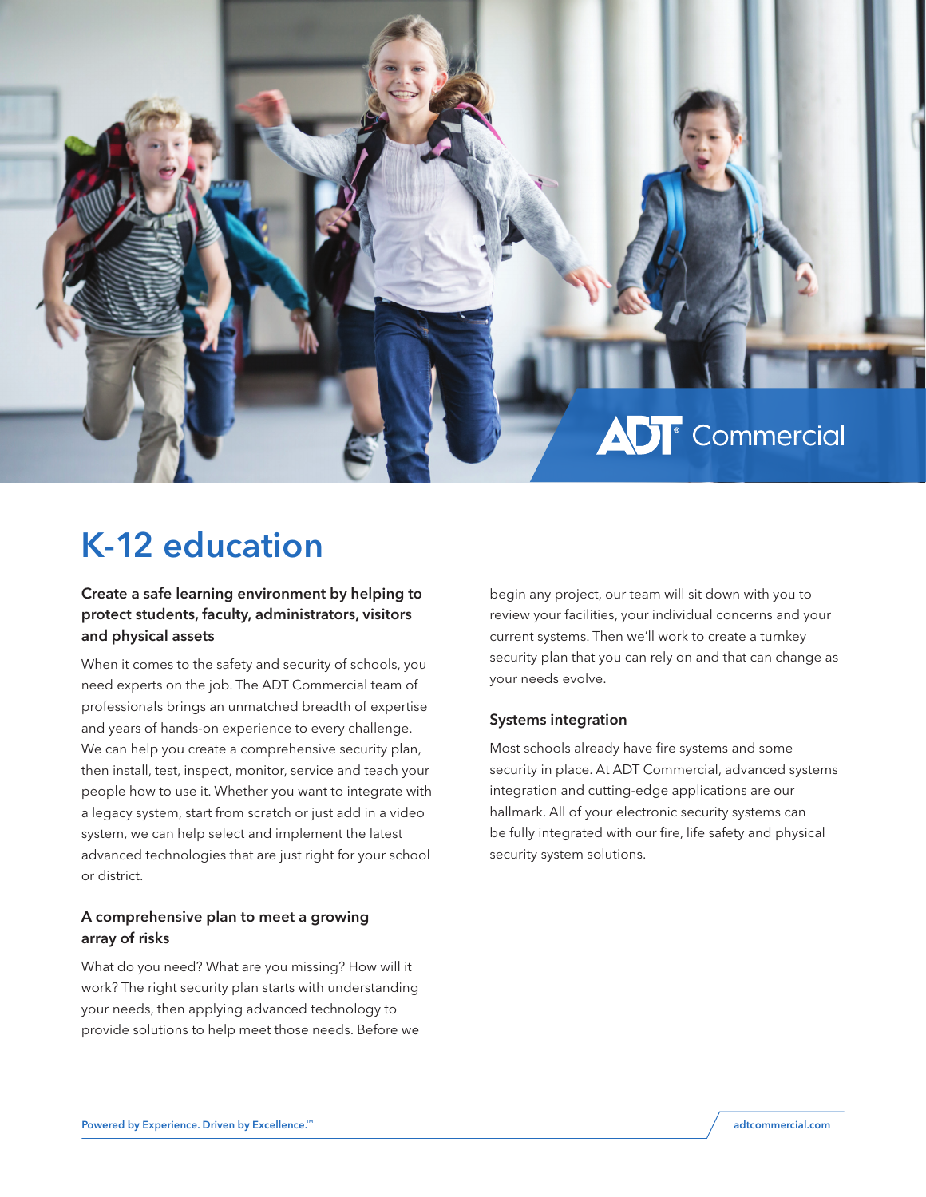# K-12 education

### Create a safe learning environment by helping to protect students, faculty, administrators, visitors and physical assets

When it comes to the safety and security of schools, you need experts on the job. The ADT Commercial team of professionals brings an unmatched breadth of expertise and years of hands-on experience to every challenge. We can help you create a comprehensive security plan, then install, test, inspect, monitor, service and teach your people how to use it. Whether you want to integrate with a legacy system, start from scratch or just add in a video system, we can help select and implement the latest advanced technologies that are just right for your school or district.

### A comprehensive plan to meet a growing array of risks

What do you need? What are you missing? How will it work? The right security plan starts with understanding your needs, then applying advanced technology to provide solutions to help meet those needs. Before we begin any project, our team will sit down with you to review your facilities, your individual concerns and your current systems. Then we'll work to create a turnkey security plan that you can rely on and that can change as your needs evolve.

### Systems integration

Most schools already have fire systems and some security in place. At ADT Commercial, advanced systems integration and cutting-edge applications are our hallmark. All of your electronic security systems can be fully integrated with our fire, life safety and physical security system solutions.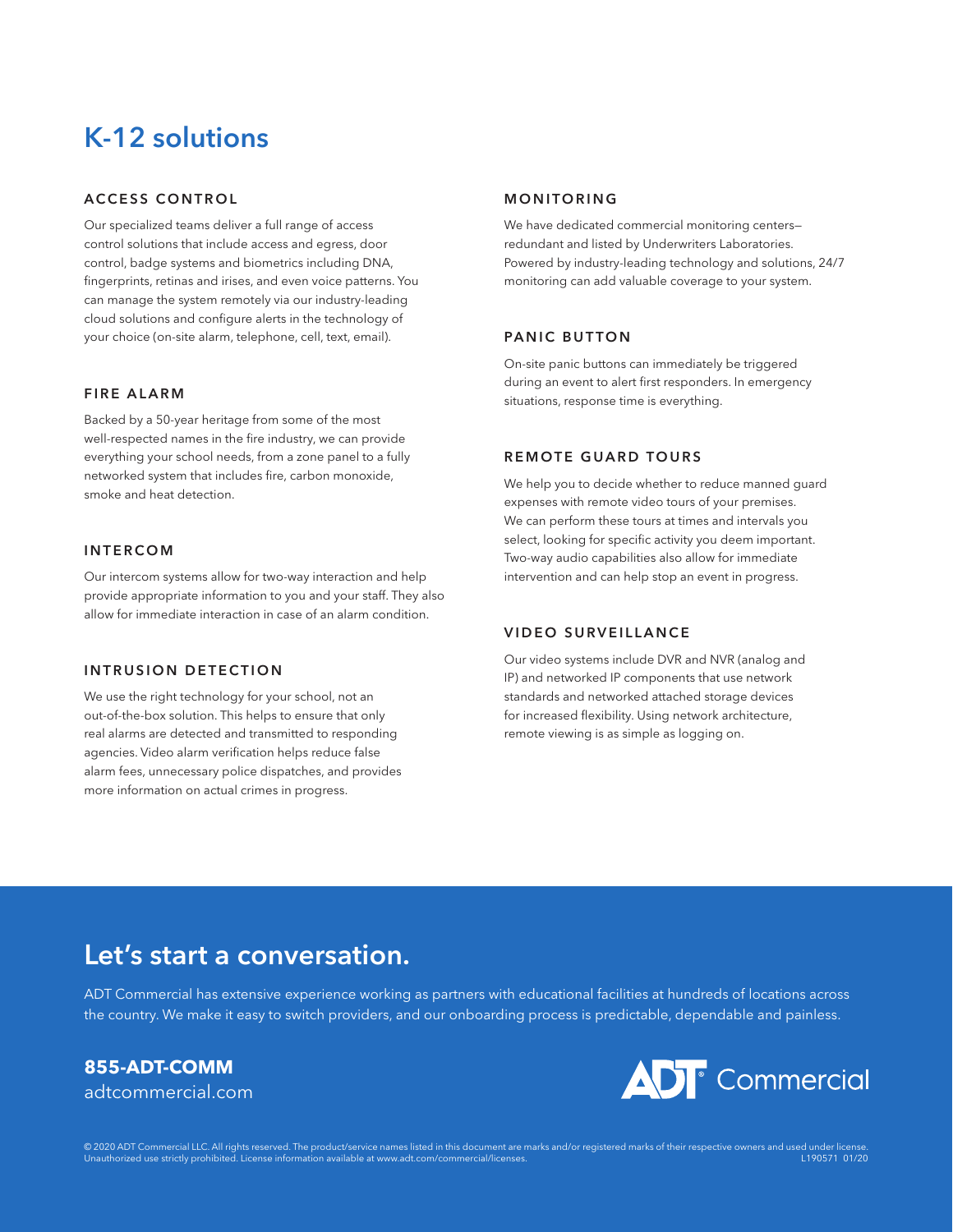# K-12 solutions

### ACCESS CONTROL

Our specialized teams deliver a full range of access control solutions that include access and egress, door control, badge systems and biometrics including DNA, fingerprints, retinas and irises, and even voice patterns. You can manage the system remotely via our industry-leading cloud solutions and configure alerts in the technology of your choice (on-site alarm, telephone, cell, text, email).

### FIRE ALARM

Backed by a 50-year heritage from some of the most well-respected names in the fire industry, we can provide everything your school needs, from a zone panel to a fully networked system that includes fire, carbon monoxide, smoke and heat detection.

### INTERCOM

Our intercom systems allow for two-way interaction and help provide appropriate information to you and your staff. They also allow for immediate interaction in case of an alarm condition.

### INTRUSION DETECTION

We use the right technology for your school, not an out-of-the-box solution. This helps to ensure that only real alarms are detected and transmitted to responding agencies. Video alarm verification helps reduce false alarm fees, unnecessary police dispatches, and provides more information on actual crimes in progress.

### MONITORING

We have dedicated commercial monitoring centers—redundant and listed by Underwriters Laboratories. Powered by industry-leading technology and solutions, 24/7 monitoring can add valuable coverage to your system.

### PANIC BUTTON

On-site panic buttons can immediately be triggered during an event to alert first responders. In emergency situations, response time is everything.

### REMOTE GUARD TOURS

We help you to decide whether to reduce manned guard expenses with remote video tours of your premises. We can perform these tours at times and intervals you select, looking for specific activity you deem important. Two-way audio capabilities also allow for immediate intervention and can help stop an event in progress.

### VIDEO SURVEILLANCE

Our video systems include DVR and NVR (analog and IP) and networked IP components that use network standards and networked attached storage devices for increased flexibility. Using network architecture, remote viewing is as simple as logging on.

## Let's start a conversation.

ADT Commercial has extensive experience working as partners with educational facilities at hundreds of locations across the country. We make it easy to switch providers, and our onboarding process is predictable, dependable and painless.

**855-ADT-COMM**
adtcommercial.com

ADT® Commercial

© 2020 ADT Commercial LLC. All rights reserved. The product/service names listed in this document are marks and/or registered marks of their respective owners and used under license. Unauthorized use strictly prohibited. License information available at www.adt.com/commercial/licenses. L190571 01/20